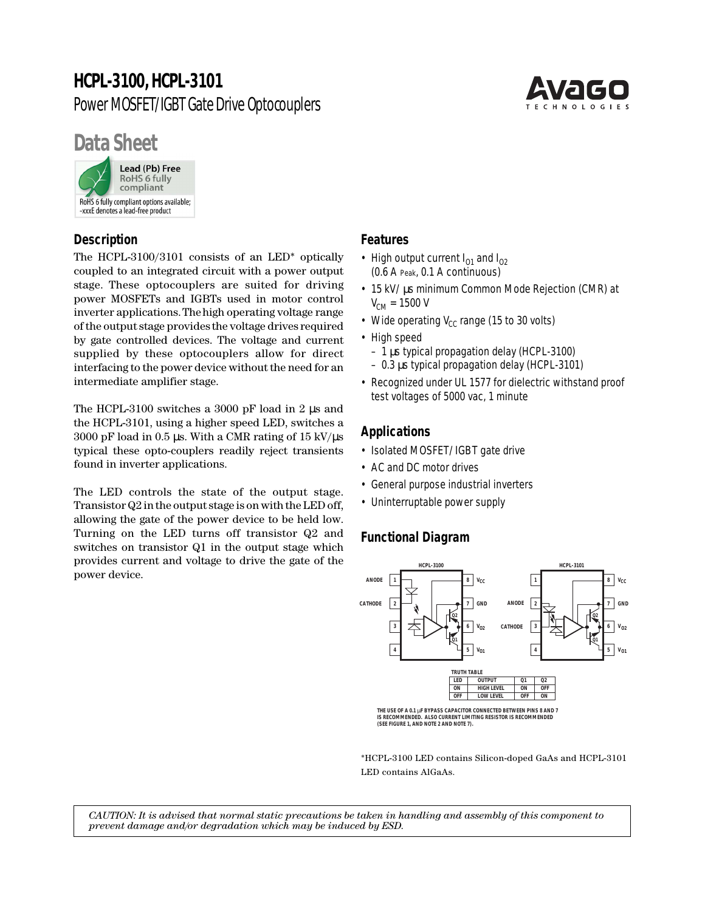# HCPL-3100, HCPL-3101

Power MOSFET/IGBT Gate Drive Optocouplers

## Data Sheet

Lead (Pb) Free
RoHS 6 fully compliant

RoHS 6 fully compliant options available; -xxxE denotes a lead-free product

## Description

The HCPL-3100/3101 consists of an LED* optically coupled to an integrated circuit with a power output stage. These optocouplers are suited for driving power MOSFETs and IGBTs used in motor control inverter applications. The high operating voltage range of the output stage provides the voltage drives required by gate controlled devices. The voltage and current supplied by these optocouplers allow for direct interfacing to the power device without the need for an intermediate amplifier stage.

The HCPL-3100 switches a 3000 pF load in 2 µs and the HCPL-3101, using a higher speed LED, switches a 3000 pF load in 0.5 µs. With a CMR rating of 15 kV/µs typical these opto-couplers readily reject transients found in inverter applications.

The LED controls the state of the output stage. Transistor Q2 in the output stage is on with the LED off, allowing the gate of the power device to be held low. Turning on the LED turns off transistor Q2 and switches on transistor Q1 in the output stage which provides current and voltage to drive the gate of the power device.

## Features

- High output current $I_{O1}$ and $I_{O2}$ (0.6 A Peak, 0.1 A continuous)
- 15 kV/µs minimum Common Mode Rejection (CMR) at $V_{CM}$ = 1500 V
- Wide operating $V_{CC}$ range (15 to 30 volts)
- High speed
  - 1 µs typical propagation delay (HCPL-3100)
  - 0.3 µs typical propagation delay (HCPL-3101)
- Recognized under UL 1577 for dielectric withstand proof test voltages of 5000 vac, 1 minute

## Applications

- Isolated MOSFET/IGBT gate drive
- AC and DC motor drives
- General purpose industrial inverters
- Uninterruptable power supply

## Functional Diagram

HCPL-3100

ANODE 1, CATHODE 2, 3, 4, 8 $V_{CC}$, 7 GND, 6 $V_{O2}$, 5 $V_{O1}$, Q2, Q1

HCPL-3101

1, ANODE 2, CATHODE 3, 4, 8 $V_{CC}$, 7 GND, 6 $V_{O2}$, 5 $V_{O1}$, Q2, Q1

TRUTH TABLE

| LED | OUTPUT | Q1 | Q2 |
|---|---|---|---|
| ON | HIGH LEVEL | ON | OFF |
| OFF | LOW LEVEL | OFF | ON |

THE USE OF A 0.1 µF BYPASS CAPACITOR CONNECTED BETWEEN PINS 8 AND 7 IS RECOMMENDED. ALSO CURRENT LIMITING RESISTOR IS RECOMMENDED (SEE FIGURE 1, AND NOTE 2 AND NOTE 7).

*HCPL-3100 LED contains Silicon-doped GaAs and HCPL-3101 LED contains AlGaAs.

*CAUTION: It is advised that normal static precautions be taken in handling and assembly of this component to prevent damage and/or degradation which may be induced by ESD.*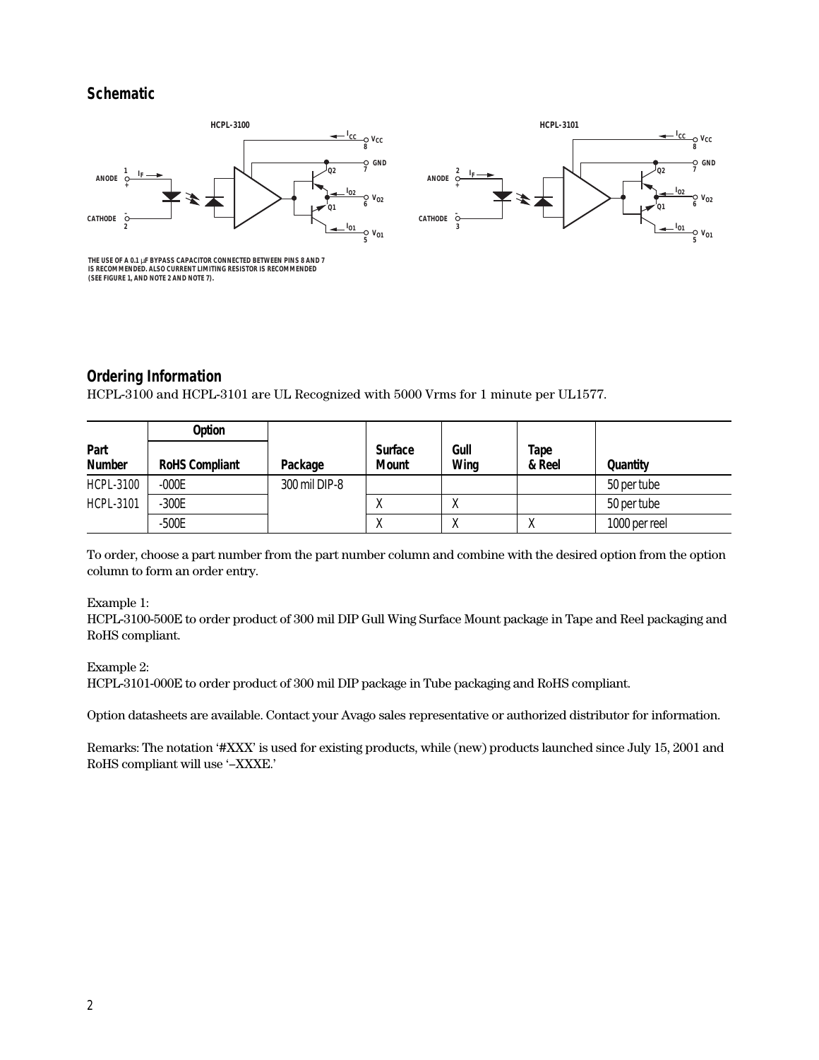## Schematic

HCPL-3100

ANODE 1 + $I_F$

CATHODE – 2

$I_{CC}$ $V_{CC}$ 8

GND 7

Q2

$I_{O2}$ $V_{O2}$ 6

Q1

$I_{O1}$ $V_{O1}$ 5

HCPL-3101

ANODE 2 + $I_F$

CATHODE – 3

$I_{CC}$ $V_{CC}$ 8

GND 7

Q2

$I_{O2}$ $V_{O2}$ 6

Q1

$I_{O1}$ $V_{O1}$ 5

THE USE OF A 0.1 μF BYPASS CAPACITOR CONNECTED BETWEEN PINS 8 AND 7 IS RECOMMENDED. ALSO CURRENT LIMITING RESISTOR IS RECOMMENDED (SEE FIGURE 1, AND NOTE 2 AND NOTE 7).

## Ordering Information

HCPL-3100 and HCPL-3101 are UL Recognized with 5000 Vrms for 1 minute per UL1577.

| Part Number | Option RoHS Compliant | Package | Surface Mount | Gull Wing | Tape & Reel | Quantity |
|---|---|---|---|---|---|---|
| HCPL-3100 | -000E | 300 mil DIP-8 | | | | 50 per tube |
| HCPL-3101 | -300E | | X | X | | 50 per tube |
| | -500E | | X | X | X | 1000 per reel |

To order, choose a part number from the part number column and combine with the desired option from the option column to form an order entry.

Example 1:
HCPL-3100-500E to order product of 300 mil DIP Gull Wing Surface Mount package in Tape and Reel packaging and RoHS compliant.

Example 2:
HCPL-3101-000E to order product of 300 mil DIP package in Tube packaging and RoHS compliant.

Option datasheets are available. Contact your Avago sales representative or authorized distributor for information.

Remarks: The notation '#XXX' is used for existing products, while (new) products launched since July 15, 2001 and RoHS compliant will use '–XXXE.'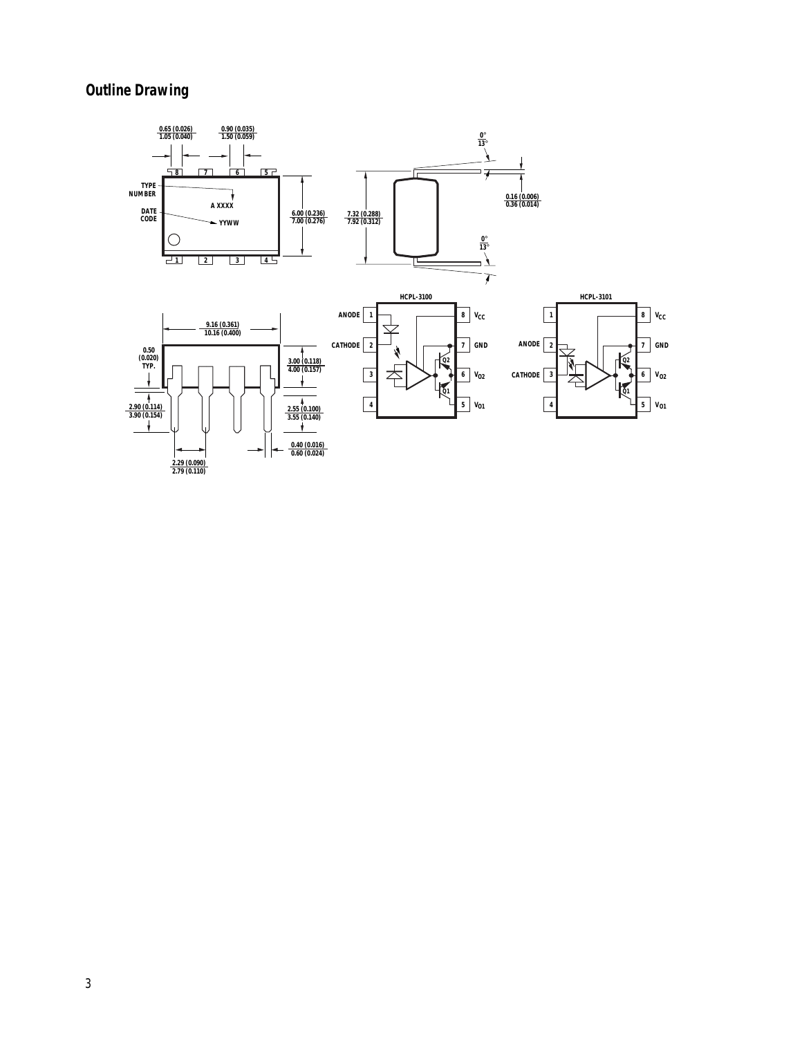## Outline Drawing

0.65 (0.026)
1.05 (0.040)

0.90 (0.035)
1.50 (0.059)

8 7 6 5

TYPE NUMBER

A XXXX

DATE CODE

YYWW

1 2 3 4

6.00 (0.236)
7.00 (0.276)

7.32 (0.288)
7.92 (0.312)

0°
13°

0.16 (0.006)
0.36 (0.014)

0°
13°

9.16 (0.361)
10.16 (0.400)

0.50
(0.020)
TYP.

3.00 (0.118)
4.00 (0.157)

2.90 (0.114)
3.90 (0.154)

2.55 (0.100)
3.55 (0.140)

0.40 (0.016)
0.60 (0.024)

2.29 (0.090)
2.79 (0.110)

HCPL-3100

ANODE 1
CATHODE 2
3
4
8 $V_{CC}$
7 GND
6 $V_{O2}$
5 $V_{O1}$
Q2
Q1

HCPL-3101

1
ANODE 2
CATHODE 3
4
8 $V_{CC}$
7 GND
6 $V_{O2}$
5 $V_{O1}$
Q2
Q1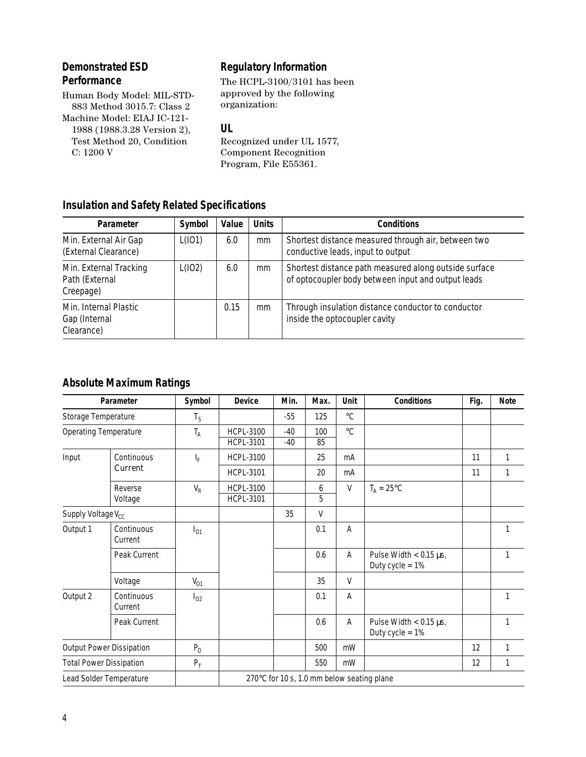### Demonstrated ESD Performance

Human Body Model: MIL-STD-883 Method 3015.7: Class 2

Machine Model: EIAJ IC-121-1988 (1988.3.28 Version 2), Test Method 20, Condition C: 1200 V

### Regulatory Information

The HCPL-3100/3101 has been approved by the following organization:

### UL

Recognized under UL 1577, Component Recognition Program, File E55361.

### Insulation and Safety Related Specifications

| Parameter | Symbol | Value | Units | Conditions |
|---|---|---|---|---|
| Min. External Air Gap (External Clearance) | L(IO1) | 6.0 | mm | Shortest distance measured through air, between two conductive leads, input to output |
| Min. External Tracking Path (External Creepage) | L(IO2) | 6.0 | mm | Shortest distance path measured along outside surface of optocoupler body between input and output leads |
| Min. Internal Plastic Gap (Internal Clearance) | | 0.15 | mm | Through insulation distance conductor to conductor inside the optocoupler cavity |

### Absolute Maximum Ratings

| Parameter | | Symbol | Device | Min. | Max. | Unit | Conditions | Fig. | Note |
|---|---|---|---|---|---|---|---|---|---|
| Storage Temperature | | $T_S$ | | -55 | 125 | °C | | | |
| Operating Temperature | | $T_A$ | HCPL-3100<br>HCPL-3101 | -40<br>-40 | 100<br>85 | °C | | | |
| Input | Continuous Current | $I_F$ | HCPL-3100 | | 25 | mA | | 11 | 1 |
| | | | HCPL-3101 | | 20 | mA | | 11 | 1 |
| | Reverse Voltage | $V_R$ | HCPL-3100<br>HCPL-3101 | | 6<br>5 | V | $T_A$ = 25°C | | |
| Supply Voltage $V_{CC}$ | | | | 35 | V | | | | |
| Output 1 | Continuous Current | $I_{O1}$ | | | 0.1 | A | | | 1 |
| | Peak Current | | | | 0.6 | A | Pulse Width < 0.15 µs, Duty cycle = 1% | | 1 |
| | Voltage | $V_{O1}$ | | | 35 | V | | | |
| Output 2 | Continuous Current | $I_{O2}$ | | | 0.1 | A | | | 1 |
| | Peak Current | | | | 0.6 | A | Pulse Width < 0.15 µs, Duty cycle = 1% | | 1 |
| Output Power Dissipation | | $P_O$ | | | 500 | mW | | 12 | 1 |
| Total Power Dissipation | | $P_T$ | | | 550 | mW | | 12 | 1 |
| Lead Solder Temperature | | | 270°C for 10 s, 1.0 mm below seating plane | | | | | | |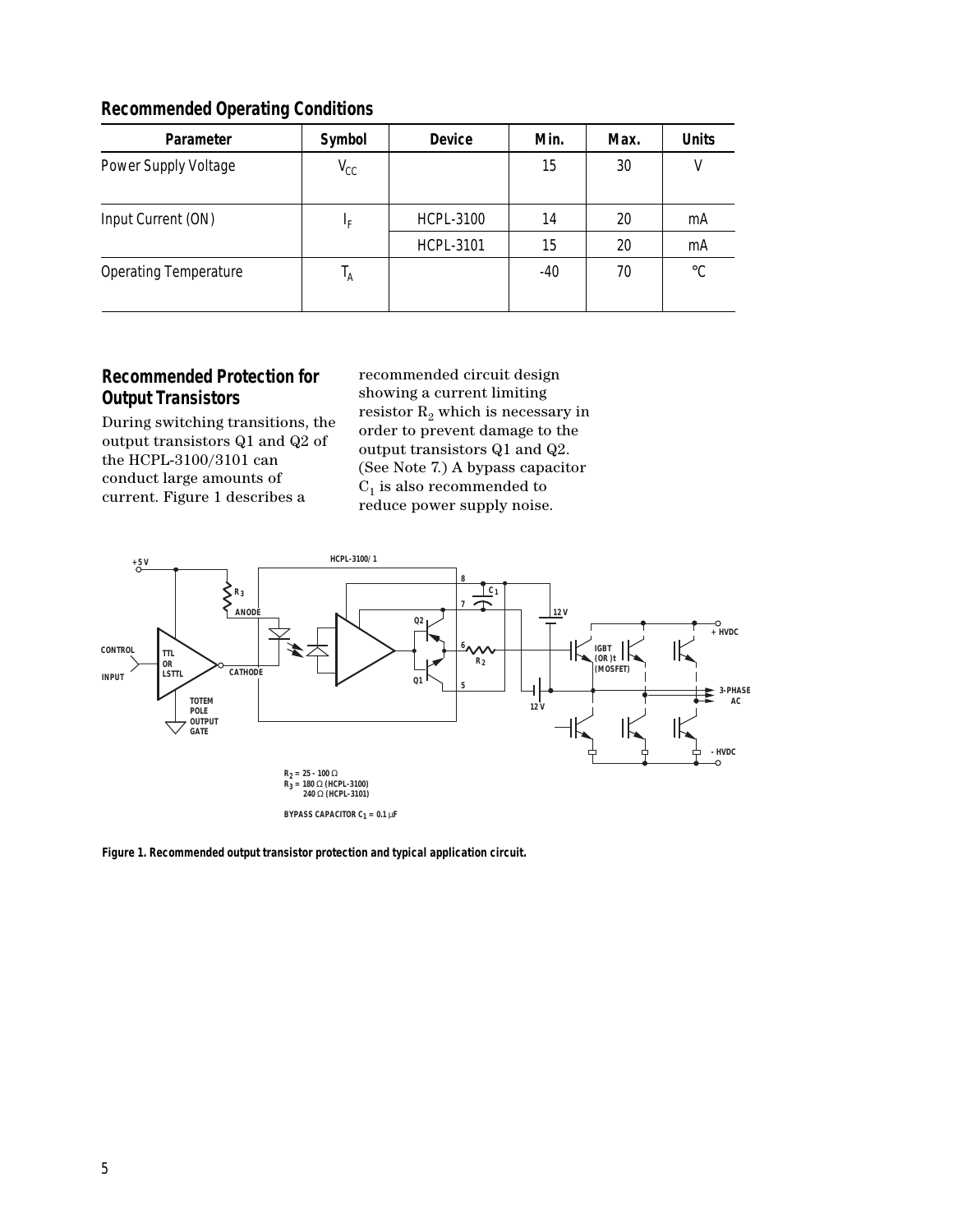## Recommended Operating Conditions

| Parameter | Symbol | Device | Min. | Max. | Units |
|---|---|---|---|---|---|
| Power Supply Voltage | $V_{CC}$ | | 15 | 30 | V |
| Input Current (ON) | $I_F$ | HCPL-3100 | 14 | 20 | mA |
| | | HCPL-3101 | 15 | 20 | mA |
| Operating Temperature | $T_A$ | | -40 | 70 | °C |

## Recommended Protection for Output Transistors

During switching transitions, the output transistors Q1 and Q2 of the HCPL-3100/3101 can conduct large amounts of current. Figure 1 describes a recommended circuit design showing a current limiting resistor $R_2$ which is necessary in order to prevent damage to the output transistors Q1 and Q2. (See Note 7.) A bypass capacitor $C_1$ is also recommended to reduce power supply noise.

+5 V

HCPL-3100/1

CONTROL INPUT

TTL OR LSTTL

TOTEM POLE OUTPUT GATE

$R_3$

ANODE

CATHODE

Q2

Q1

8

7

6

5

$C_1$

$R_2$

12 V

12 V

IGBT (OR) (MOSFET)

+ HVDC

3-PHASE AC

- HVDC

$R_2$ = 25 - 100 Ω
$R_3$ = 180 Ω (HCPL-3100)
240 Ω (HCPL-3101)

BYPASS CAPACITOR $C_1$ = 0.1 μF

**Figure 1. Recommended output transistor protection and typical application circuit.**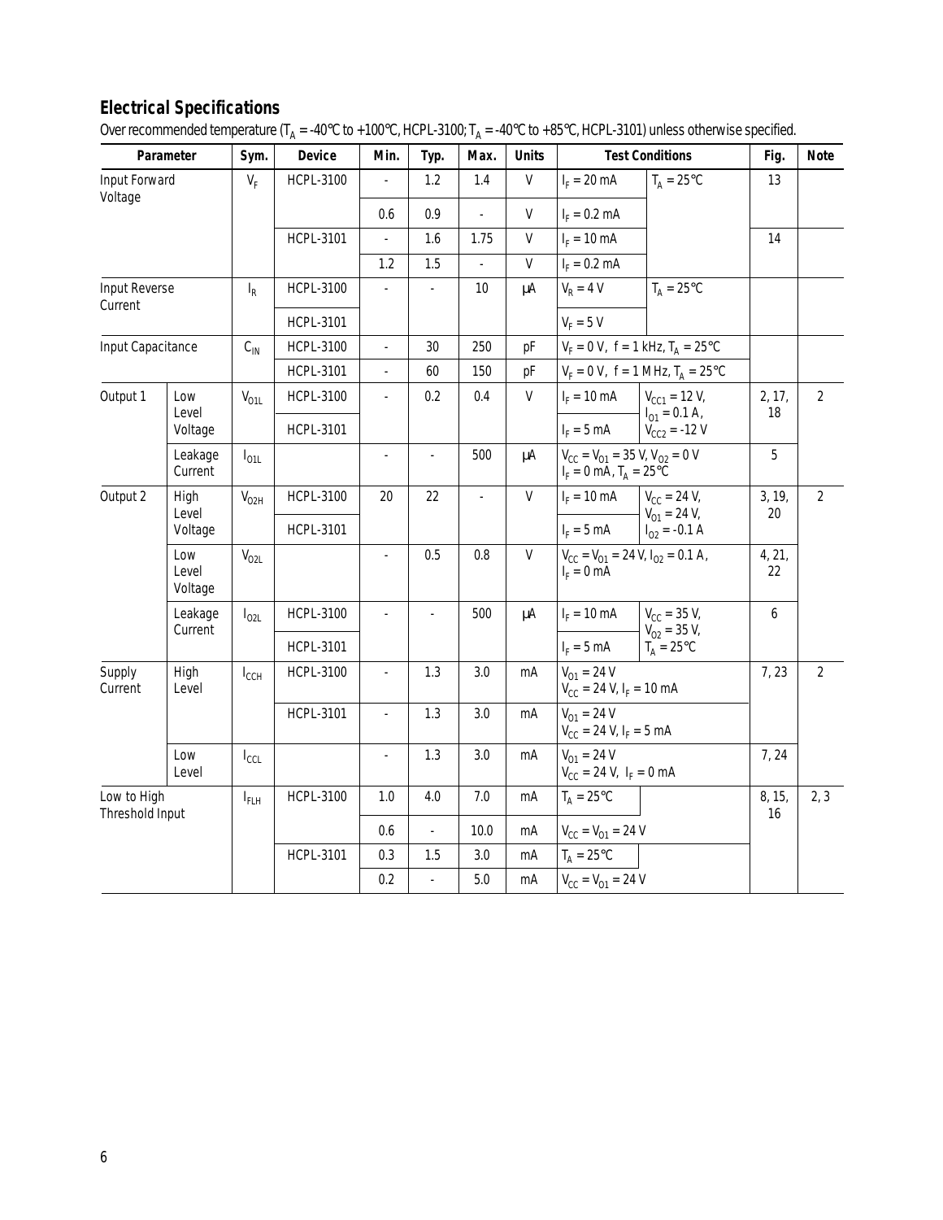## Electrical Specifications

Over recommended temperature ($T_A$ = -40°C to +100°C, HCPL-3100; $T_A$ = -40°C to +85°C, HCPL-3101) unless otherwise specified.

| Parameter | | Sym. | Device | Min. | Typ. | Max. | Units | Test Conditions | | Fig. | Note |
|---|---|---|---|---|---|---|---|---|---|---|---|
| Input Forward Voltage | | $V_F$ | HCPL-3100 | - | 1.2 | 1.4 | V | $I_F$ = 20 mA | $T_A$ = 25°C | 13 | |
| | | | | 0.6 | 0.9 | - | V | $I_F$ = 0.2 mA | | | |
| | | | HCPL-3101 | - | 1.6 | 1.75 | V | $I_F$ = 10 mA | | 14 | |
| | | | | 1.2 | 1.5 | - | V | $I_F$ = 0.2 mA | | | |
| Input Reverse Current | | $I_R$ | HCPL-3100 | - | - | 10 | μA | $V_R$ = 4 V | $T_A$ = 25°C | | |
| | | | HCPL-3101 | | | | | $V_F$ = 5 V | | | |
| Input Capacitance | | $C_{IN}$ | HCPL-3100 | - | 30 | 250 | pF | $V_F$ = 0 V, f = 1 kHz, $T_A$ = 25°C | | | |
| | | | HCPL-3101 | - | 60 | 150 | pF | $V_F$ = 0 V, f = 1 MHz, $T_A$ = 25°C | | | |
| Output 1 | Low Level Voltage | $V_{O1L}$ | HCPL-3100 | - | 0.2 | 0.4 | V | $I_F$ = 10 mA | $V_{CC1}$ = 12 V, $I_{O1}$ = 0.1 A, $V_{CC2}$ = -12 V | 2, 17, 18 | 2 |
| | | | HCPL-3101 | | | | | $I_F$ = 5 mA | | | |
| | Leakage Current | $I_{O1L}$ | | - | - | 500 | μA | $V_{CC}$ = $V_{O1}$ = 35 V, $V_{O2}$ = 0 V $I_F$ = 0 mA, $T_A$ = 25°C | | 5 | |
| Output 2 | High Level Voltage | $V_{O2H}$ | HCPL-3100 | 20 | 22 | - | V | $I_F$ = 10 mA | $V_{CC}$ = 24 V, $V_{O1}$ = 24 V, $I_{O2}$ = -0.1 A | 3, 19, 20 | 2 |
| | | | HCPL-3101 | | | | | $I_F$ = 5 mA | | | |
| | Low Level Voltage | $V_{O2L}$ | | - | 0.5 | 0.8 | V | $V_{CC}$ = $V_{O1}$ = 24 V, $I_{O2}$ = 0.1 A, $I_F$ = 0 mA | | 4, 21, 22 | |
| | Leakage Current | $I_{O2L}$ | HCPL-3100 | - | - | 500 | μA | $I_F$ = 10 mA | $V_{CC}$ = 35 V, $V_{O2}$ = 35 V, $T_A$ = 25°C | 6 | |
| | | | HCPL-3101 | | | | | $I_F$ = 5 mA | | | |
| Supply Current | High Level | $I_{CCH}$ | HCPL-3100 | - | 1.3 | 3.0 | mA | $V_{O1}$ = 24 V $V_{CC}$ = 24 V, $I_F$ = 10 mA | | 7, 23 | 2 |
| | | | HCPL-3101 | - | 1.3 | 3.0 | mA | $V_{O1}$ = 24 V $V_{CC}$ = 24 V, $I_F$ = 5 mA | | | |
| | Low Level | $I_{CCL}$ | | - | 1.3 | 3.0 | mA | $V_{O1}$ = 24 V $V_{CC}$ = 24 V, $I_F$ = 0 mA | | 7, 24 | |
| Low to High Threshold Input | | $I_{FLH}$ | HCPL-3100 | 1.0 | 4.0 | 7.0 | mA | $T_A$ = 25°C | | 8, 15, 16 | 2, 3 |
| | | | | 0.6 | - | 10.0 | mA | $V_{CC}$ = $V_{O1}$ = 24 V | | | |
| | | | HCPL-3101 | 0.3 | 1.5 | 3.0 | mA | $T_A$ = 25°C | | | |
| | | | | 0.2 | - | 5.0 | mA | $V_{CC}$ = $V_{O1}$ = 24 V | | | |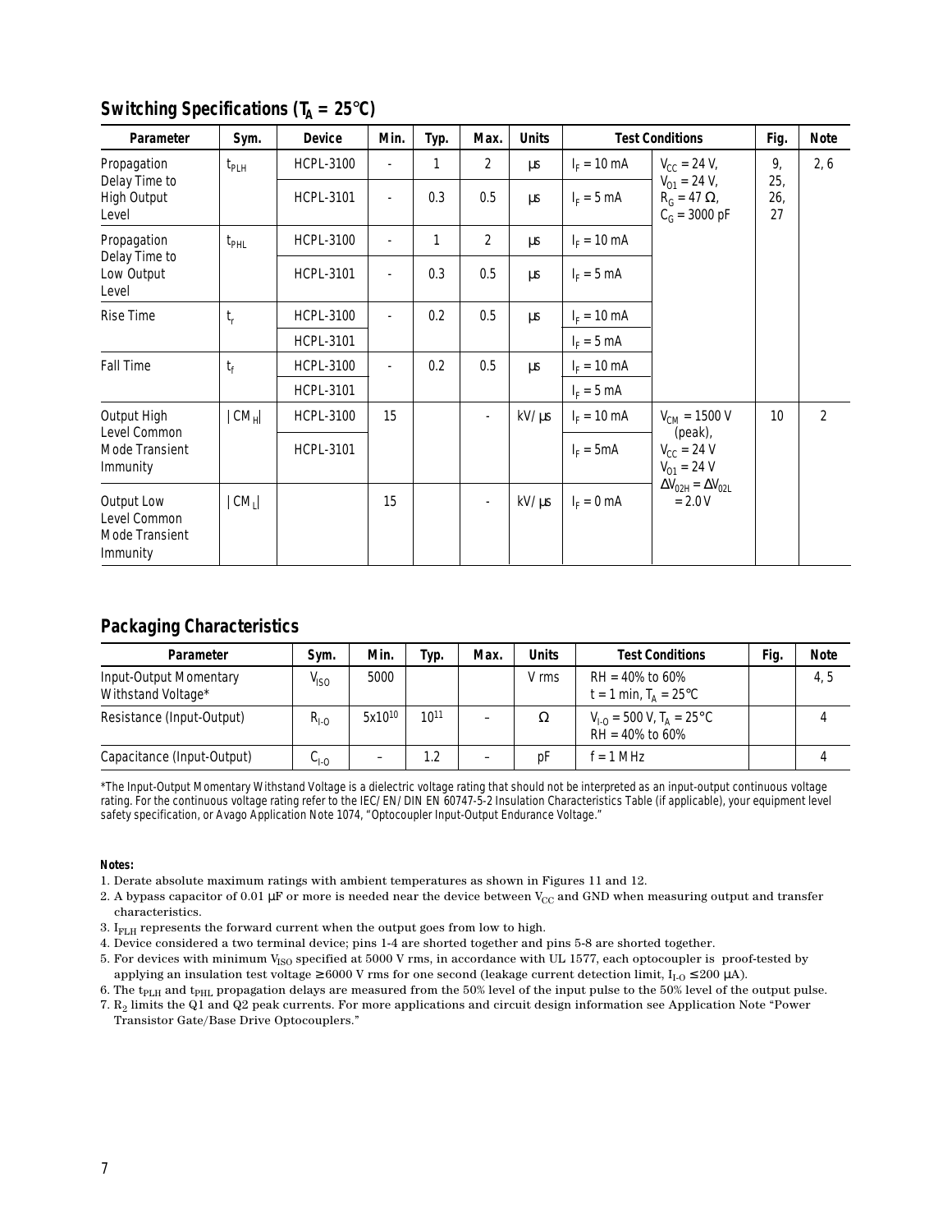## Switching Specifications ($T_A$ = 25°C)

| Parameter | Sym. | Device | Min. | Typ. | Max. | Units | Test Conditions | | Fig. | Note |
|---|---|---|---|---|---|---|---|---|---|---|
| Propagation Delay Time to High Output Level | $t_{PLH}$ | HCPL-3100 | - | 1 | 2 | µs | $I_F$ = 10 mA | $V_{CC}$ = 24 V, $V_{O1}$ = 24 V, $R_G$ = 47 Ω, $C_G$ = 3000 pF | 9, 25, 26, 27 | 2, 6 |
| | | HCPL-3101 | - | 0.3 | 0.5 | µs | $I_F$ = 5 mA | | | |
| Propagation Delay Time to Low Output Level | $t_{PHL}$ | HCPL-3100 | - | 1 | 2 | µs | $I_F$ = 10 mA | | | |
| | | HCPL-3101 | - | 0.3 | 0.5 | µs | $I_F$ = 5 mA | | | |
| Rise Time | $t_r$ | HCPL-3100 | - | 0.2 | 0.5 | µs | $I_F$ = 10 mA | | | |
| | | HCPL-3101 | | | | | $I_F$ = 5 mA | | | |
| Fall Time | $t_f$ | HCPL-3100 | - | 0.2 | 0.5 | µs | $I_F$ = 10 mA | | | |
| | | HCPL-3101 | | | | | $I_F$ = 5 mA | | | |
| Output High Level Common Mode Transient Immunity | $\|CM_H\|$ | HCPL-3100 | 15 | | - | kV/µs | $I_F$ = 10 mA | $V_{CM}$ = 1500 V (peak), $V_{CC}$ = 24 V $V_{O1}$ = 24 V $\Delta V_{O2H} = \Delta V_{O2L}$ = 2.0 V | 10 | 2 |
| | | HCPL-3101 | | | | | $I_F$ = 5mA | | | |
| Output Low Level Common Mode Transient Immunity | $\|CM_L\|$ | | 15 | | - | kV/µs | $I_F$ = 0 mA | | | |

## Packaging Characteristics

| Parameter | Sym. | Min. | Typ. | Max. | Units | Test Conditions | Fig. | Note |
|---|---|---|---|---|---|---|---|---|
| Input-Output Momentary Withstand Voltage* | $V_{ISO}$ | 5000 | | | V rms | RH = 40% to 60% t = 1 min, $T_A$ = 25°C | | 4, 5 |
| Resistance (Input-Output) | $R_{I-O}$ | $5 \times 10^{10}$ | $10^{11}$ | – | Ω | $V_{I-O}$ = 500 V, $T_A$ = 25°C RH = 40% to 60% | | 4 |
| Capacitance (Input-Output) | $C_{I-O}$ | – | 1.2 | – | pF | f = 1 MHz | | 4 |

*The Input-Output Momentary Withstand Voltage is a dielectric voltage rating that should not be interpreted as an input-output continuous voltage rating. For the continuous voltage rating refer to the IEC/EN/DIN EN 60747-5-2 Insulation Characteristics Table (if applicable), your equipment level safety specification, or Avago Application Note 1074, "Optocoupler Input-Output Endurance Voltage."

**Notes:**

1. Derate absolute maximum ratings with ambient temperatures as shown in Figures 11 and 12.
2. A bypass capacitor of 0.01 µF or more is needed near the device between $V_{CC}$ and GND when measuring output and transfer characteristics.
3. $I_{FLH}$ represents the forward current when the output goes from low to high.
4. Device considered a two terminal device; pins 1-4 are shorted together and pins 5-8 are shorted together.
5. For devices with minimum $V_{ISO}$ specified at 5000 V rms, in accordance with UL 1577, each optocoupler is proof-tested by applying an insulation test voltage ≥6000 V rms for one second (leakage current detection limit, $I_{I-O}$ ≤200 µA).
6. The $t_{PLH}$ and $t_{PHL}$ propagation delays are measured from the 50% level of the input pulse to the 50% level of the output pulse.
7. $R_2$ limits the Q1 and Q2 peak currents. For more applications and circuit design information see Application Note "Power Transistor Gate/Base Drive Optocouplers."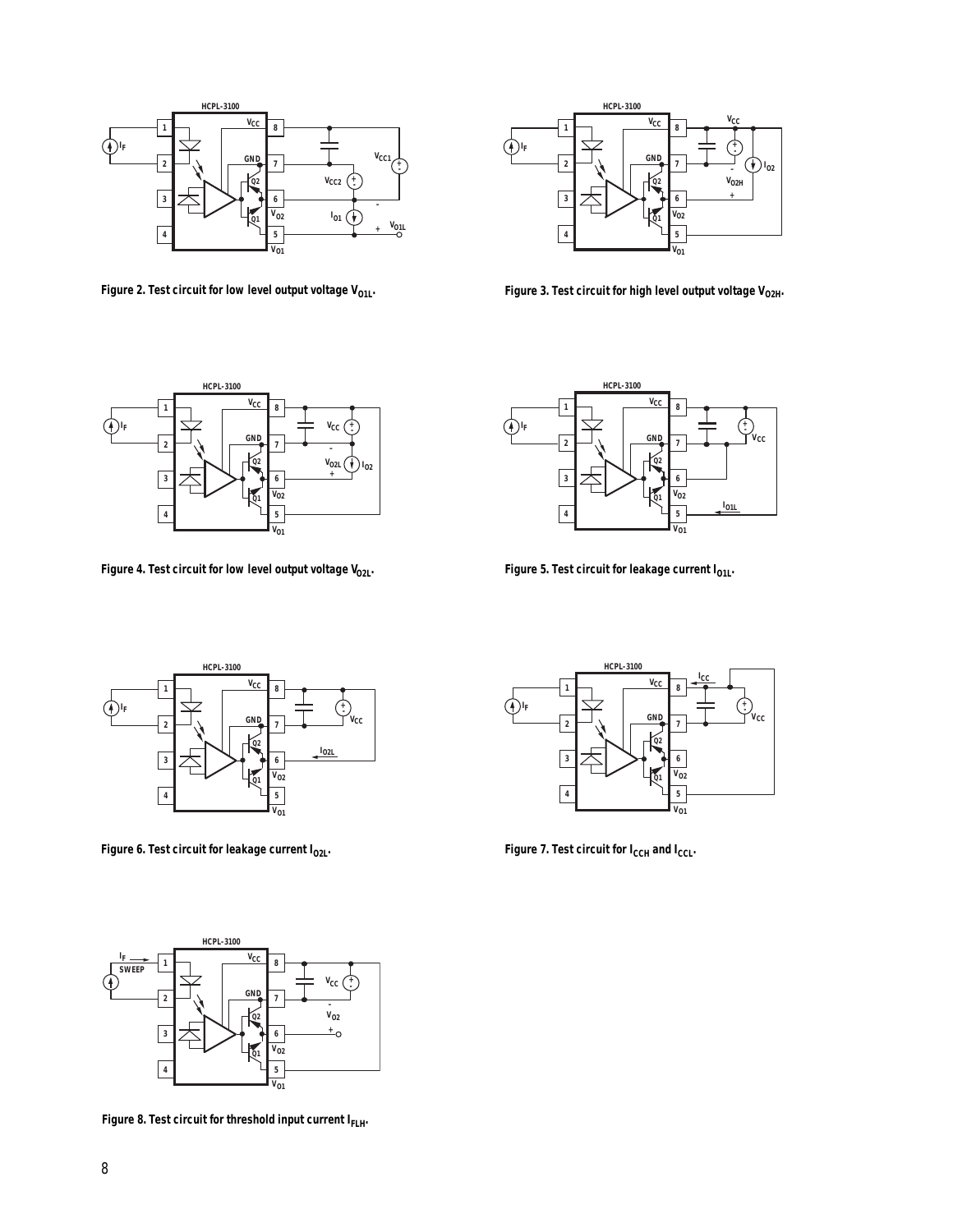HCPL-3100

Figure 2. Test circuit for low level output voltage $V_{O1L}$.

HCPL-3100

Figure 3. Test circuit for high level output voltage $V_{O2H}$.

HCPL-3100

Figure 4. Test circuit for low level output voltage $V_{O2L}$.

HCPL-3100

Figure 5. Test circuit for leakage current $I_{O1L}$.

HCPL-3100

Figure 6. Test circuit for leakage current $I_{O2L}$.

HCPL-3100

Figure 7. Test circuit for $I_{CCH}$ and $I_{CCL}$.

HCPL-3100

Figure 8. Test circuit for threshold input current $I_{FLH}$.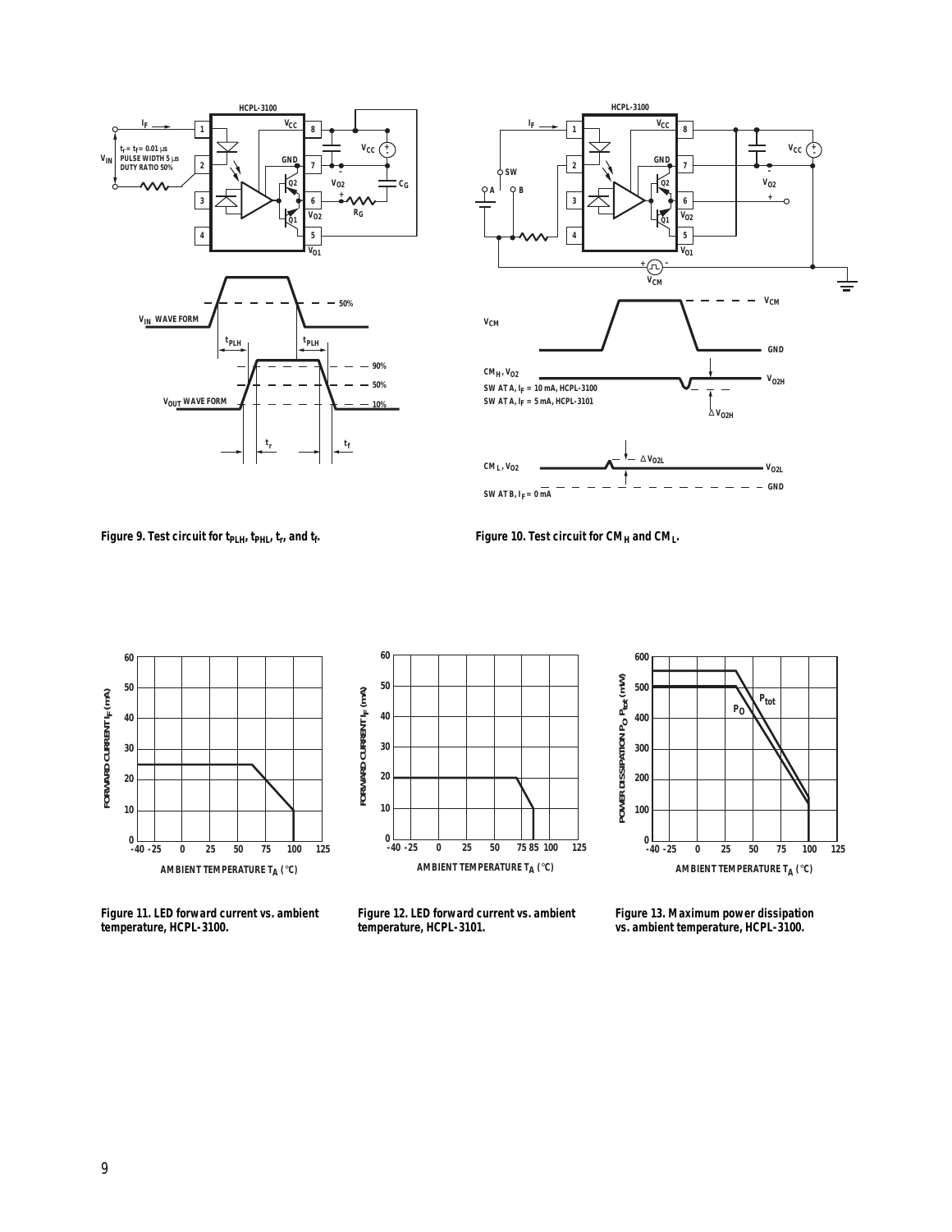HCPL-3100

$I_F$

$t_r = t_f = 0.01\ \mu s$
PULSE WIDTH 5 µs
DUTY RATIO 50%

$V_{IN}$

1 2 3 4 5 6 7 8

$V_{CC}$

GND

Q2

Q1

$V_{O2}$

$V_{O1}$

$V_{CC}$

$V_{O2}$

$R_G$

$C_G$

$V_{IN}$ WAVE FORM

50%

$t_{PLH}$

$t_{PLH}$

90%

50%

10%

$V_{OUT}$ WAVE FORM

$t_r$

$t_f$

Figure 9. Test circuit for $t_{PLH}$, $t_{PHL}$, $t_r$, and $t_f$.

HCPL-3100

$I_F$

SW

A

B

$V_{CC}$

GND

Q2

Q1

$V_{O2}$

$V_{O1}$

$V_{CC}$

$V_{O2}$

$V_{CM}$

$V_{CM}$

$V_{CM}$

GND

$CM_H$, $V_{O2}$

SW AT A, $I_F$ = 10 mA, HCPL-3100

SW AT A, $I_F$ = 5 mA, HCPL-3101

$V_{O2H}$

$\Delta V_{O2H}$

$\Delta V_{O2L}$

$CM_L$, $V_{O2}$

$V_{O2L}$

SW AT B, $I_F$ = 0 mA

GND

Figure 10. Test circuit for $CM_H$ and $CM_L$.

FORWARD CURRENT $I_F$ (mA)

60 50 40 30 20 10 0

-40 -25 0 25 50 75 100 125

AMBIENT TEMPERATURE $T_A$ (°C)

Figure 11. LED forward current vs. ambient temperature, HCPL-3100.

FORWARD CURRENT $I_F$ (mA)

60 50 40 30 20 10 0

-40 -25 0 25 50 75 85 100 125

AMBIENT TEMPERATURE $T_A$ (°C)

Figure 12. LED forward current vs. ambient temperature, HCPL-3101.

POWER DISSIPATION $P_O$, $P_{tot}$ (mW)

600 500 400 300 200 100 0

$P_{tot}$

$P_O$

-40 -25 0 25 50 75 100 125

AMBIENT TEMPERATURE $T_A$ (°C)

Figure 13. Maximum power dissipation vs. ambient temperature, HCPL-3100.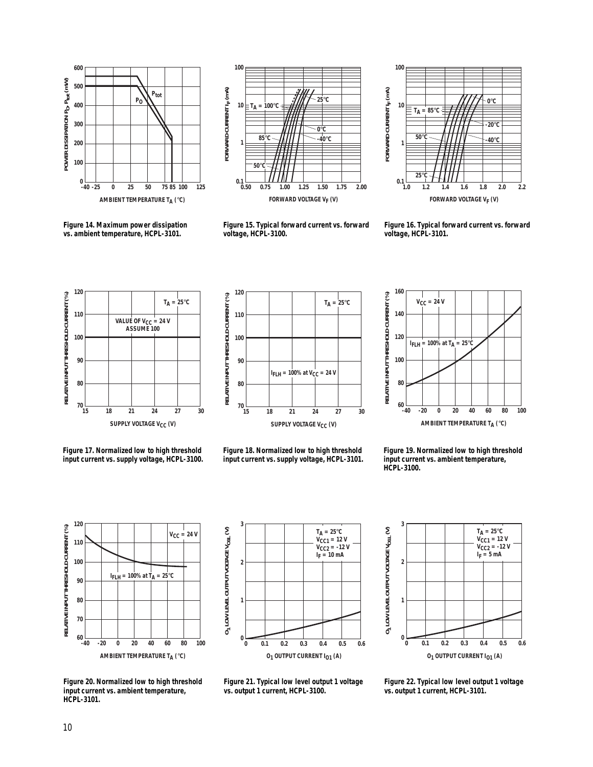POWER DISSIPATION $P_O$, $P_{tot}$ (mW)

600
500
400
300
200
100
0

-40 -25 0 25 50 75 85 100 125

AMBIENT TEMPERATURE $T_A$ (°C)

$P_{tot}$

$P_O$

Figure 14. Maximum power dissipation vs. ambient temperature, HCPL-3101.

FORWARD CURRENT $I_F$ (mA)

100
10
1
0.1

0.50 0.75 1.00 1.25 1.50 1.75 2.00

FORWARD VOLTAGE $V_F$ (V)

$T_A$ = 100°C

25°C

0°C

-40°C

85°C

50°C

Figure 15. Typical forward current vs. forward voltage, HCPL-3100.

FORWARD CURRENT $I_F$ (mA)

100
10
1
0.1

1.0 1.2 1.4 1.6 1.8 2.0 2.2

FORWARD VOLTAGE $V_F$ (V)

$T_A$ = 85°C

0°C

-20°C

-40°C

50°C

25°C

Figure 16. Typical forward current vs. forward voltage, HCPL-3101.

RELATIVE INPUT THRESHOLD CURRENT (%)

120
110
100
90
80
70

15 18 21 24 27 30

SUPPLY VOLTAGE $V_{CC}$ (V)

$T_A$ = 25°C

VALUE OF $V_{CC}$ = 24 V ASSUME 100

Figure 17. Normalized low to high threshold input current vs. supply voltage, HCPL-3100.

RELATIVE INPUT THRESHOLD CURRENT (%)

120
110
100
90
80
70

15 18 21 24 27 30

SUPPLY VOLTAGE $V_{CC}$ (V)

$T_A$ = 25°C

$I_{FLH}$ = 100% at $V_{CC}$ = 24 V

Figure 18. Normalized low to high threshold input current vs. supply voltage, HCPL-3101.

RELATIVE INPUT THRESHOLD CURRENT (%)

160
140
120
100
80
60

-40 -20 0 20 40 60 80 100

AMBIENT TEMPERATURE $T_A$ (°C)

$V_{CC}$ = 24 V

$I_{FLH}$ = 100% at $T_A$ = 25°C

Figure 19. Normalized low to high threshold input current vs. ambient temperature, HCPL-3100.

RELATIVE INPUT THRESHOLD CURRENT (%)

120
110
100
90
80
70
60

-40 -20 0 20 40 60 80 100

AMBIENT TEMPERATURE $T_A$ (°C)

$V_{CC}$ = 24 V

$I_{FLH}$ = 100% at $T_A$ = 25°C

Figure 20. Normalized low to high threshold input current vs. ambient temperature, HCPL-3101.

$O_1$ LOW LEVEL OUTPUT VOLTAGE $V_{O1L}$ (V)

3
2
1
0

0 0.1 0.2 0.3 0.4 0.5 0.6

$O_1$ OUTPUT CURRENT $I_{O1}$ (A)

$T_A$ = 25°C
$V_{CC1}$ = 12 V
$V_{CC2}$ = -12 V
$I_F$ = 10 mA

Figure 21. Typical low level output 1 voltage vs. output 1 current, HCPL-3100.

$O_1$ LOW LEVEL OUTPUT VOLTAGE $V_{O1L}$ (V)

3
2
1
0

0 0.1 0.2 0.3 0.4 0.5 0.6

$O_1$ OUTPUT CURRENT $I_{O1}$ (A)

$T_A$ = 25°C
$V_{CC1}$ = 12 V
$V_{CC2}$ = -12 V
$I_F$ = 5 mA

Figure 22. Typical low level output 1 voltage vs. output 1 current, HCPL-3101.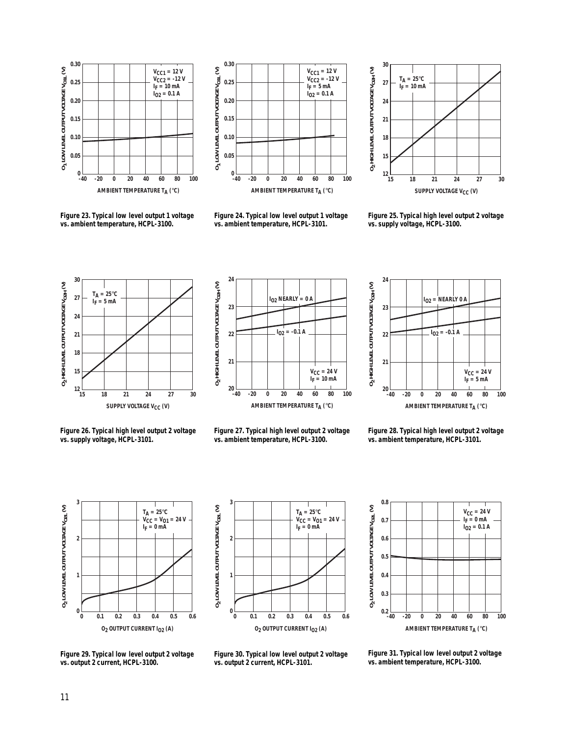Figure 23. Typical low level output 1 voltage vs. ambient temperature, HCPL-3100.

Figure 24. Typical low level output 1 voltage vs. ambient temperature, HCPL-3101.

Figure 25. Typical high level output 2 voltage vs. supply voltage, HCPL-3100.

Figure 26. Typical high level output 2 voltage vs. supply voltage, HCPL-3101.

Figure 27. Typical high level output 2 voltage vs. ambient temperature, HCPL-3100.

Figure 28. Typical high level output 2 voltage vs. ambient temperature, HCPL-3101.

Figure 29. Typical low level output 2 voltage vs. output 2 current, HCPL-3100.

Figure 30. Typical low level output 2 voltage vs. output 2 current, HCPL-3101.

Figure 31. Typical low level output 2 voltage vs. ambient temperature, HCPL-3100.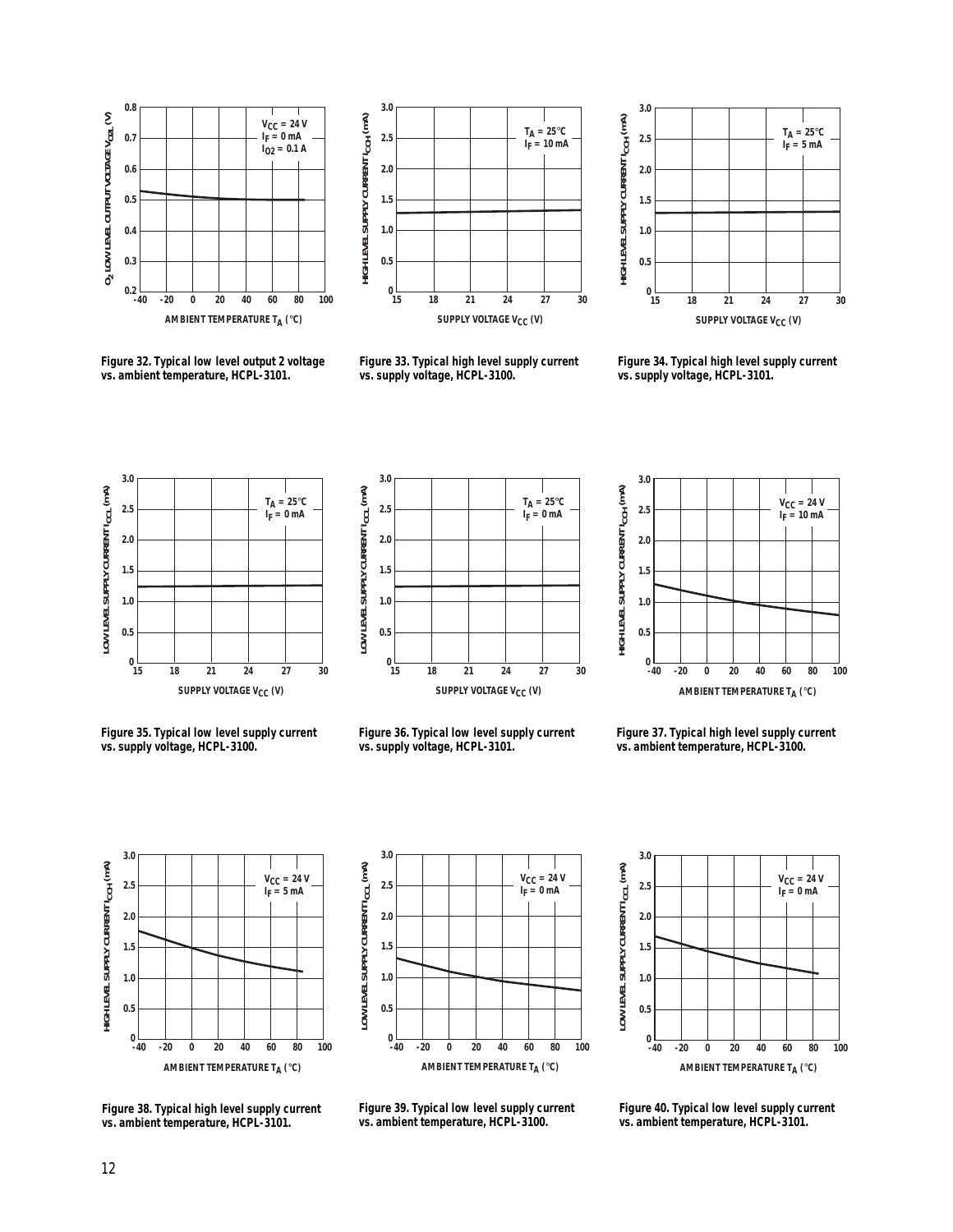0.8
0.7
0.6
0.5
0.4
0.3
0.2
-40 -20 0 20 40 60 80 100

$O_2$ LOW LEVEL OUTPUT VOLTAGE $V_{O2L}$ (V)

AMBIENT TEMPERATURE $T_A$ (°C)

$V_{CC}$ = 24 V
$I_F$ = 0 mA
$I_{O2}$ = 0.1 A

**Figure 32. Typical low level output 2 voltage vs. ambient temperature, HCPL-3101.**

3.0
2.5
2.0
1.5
1.0
0.5
0
15 18 21 24 27 30

HIGH LEVEL SUPPLY CURRENT $I_{CCH}$ (mA)

SUPPLY VOLTAGE $V_{CC}$ (V)

$T_A$ = 25°C
$I_F$ = 10 mA

**Figure 33. Typical high level supply current vs. supply voltage, HCPL-3100.**

3.0
2.5
2.0
1.5
1.0
0.5
0
15 18 21 24 27 30

HIGH LEVEL SUPPLY CURRENT $I_{CCH}$ (mA)

SUPPLY VOLTAGE $V_{CC}$ (V)

$T_A$ = 25°C
$I_F$ = 5 mA

**Figure 34. Typical high level supply current vs. supply voltage, HCPL-3101.**

3.0
2.5
2.0
1.5
1.0
0.5
0
15 18 21 24 27 30

LOW LEVEL SUPPLY CURRENT $I_{CCL}$ (mA)

SUPPLY VOLTAGE $V_{CC}$ (V)

$T_A$ = 25°C
$I_F$ = 0 mA

**Figure 35. Typical low level supply current vs. supply voltage, HCPL-3100.**

3.0
2.5
2.0
1.5
1.0
0.5
0
15 18 21 24 27 30

LOW LEVEL SUPPLY CURRENT $I_{CCL}$ (mA)

SUPPLY VOLTAGE $V_{CC}$ (V)

$T_A$ = 25°C
$I_F$ = 0 mA

**Figure 36. Typical low level supply current vs. supply voltage, HCPL-3101.**

3.0
2.5
2.0
1.5
1.0
0.5
0
-40 -20 0 20 40 60 80 100

HIGH LEVEL SUPPLY CURRENT $I_{CCH}$ (mA)

AMBIENT TEMPERATURE $T_A$ (°C)

$V_{CC}$ = 24 V
$I_F$ = 10 mA

**Figure 37. Typical high level supply current vs. ambient temperature, HCPL-3100.**

3.0
2.5
2.0
1.5
1.0
0.5
0
-40 -20 0 20 40 60 80 100

HIGH LEVEL SUPPLY CURRENT $I_{CCH}$ (mA)

AMBIENT TEMPERATURE $T_A$ (°C)

$V_{CC}$ = 24 V
$I_F$ = 5 mA

**Figure 38. Typical high level supply current vs. ambient temperature, HCPL-3101.**

3.0
2.5
2.0
1.5
1.0
0.5
0
-40 -20 0 20 40 60 80 100

LOW LEVEL SUPPLY CURRENT $I_{CCL}$ (mA)

AMBIENT TEMPERATURE $T_A$ (°C)

$V_{CC}$ = 24 V
$I_F$ = 0 mA

**Figure 39. Typical low level supply current vs. ambient temperature, HCPL-3100.**

3.0
2.5
2.0
1.5
1.0
0.5
0
-40 -20 0 20 40 60 80 100

LOW LEVEL SUPPLY CURRENT $I_{CCL}$ (mA)

AMBIENT TEMPERATURE $T_A$ (°C)

$V_{CC}$ = 24 V
$I_F$ = 0 mA

**Figure 40. Typical low level supply current vs. ambient temperature, HCPL-3101.**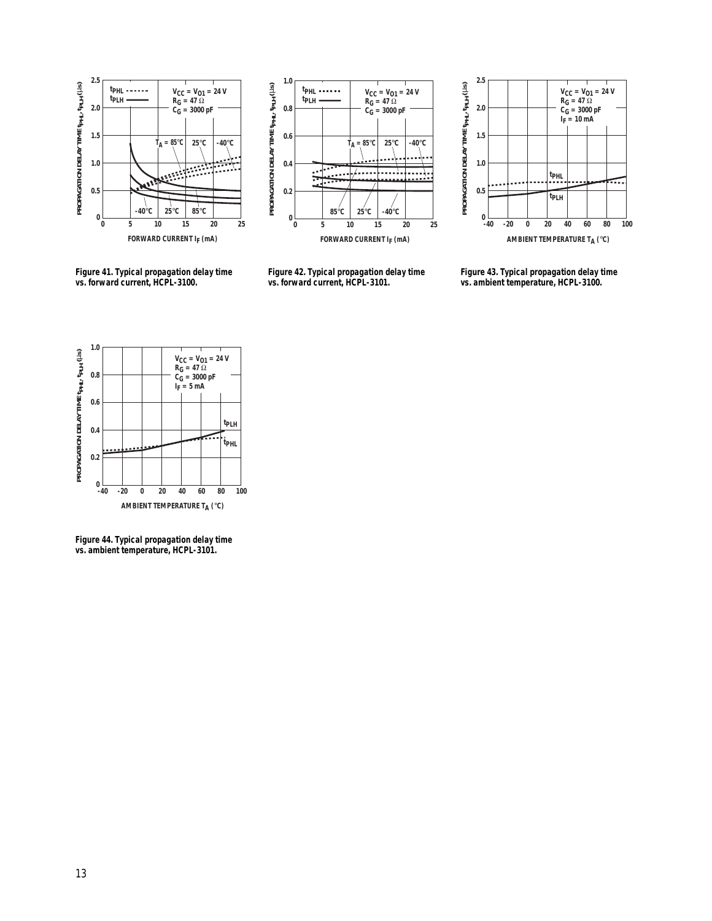PROPAGATION DELAY TIME $t_{PHL}$, $t_{PLH}$ (µs)

2.5
2.0
1.5
1.0
0.5
0

$t_{PHL}$
$t_{PLH}$

$V_{CC} = V_{O1} = 24$ V
$R_G = 47\ \Omega$
$C_G = 3000$ pF

$T_A = 85°C$ 25°C -40°C

-40°C 25°C 85°C

0 5 10 15 20 25

FORWARD CURRENT $I_F$ (mA)

**Figure 41. Typical propagation delay time vs. forward current, HCPL-3100.**

PROPAGATION DELAY TIME $t_{PHL}$, $t_{PLH}$ (µs)

1.0
0.8
0.6
0.4
0.2
0

$t_{PHL}$
$t_{PLH}$

$V_{CC} = V_{O1} = 24$ V
$R_G = 47\ \Omega$
$C_G = 3000$ pF

$T_A = 85°C$ 25°C -40°C

85°C 25°C -40°C

0 5 10 15 20 25

FORWARD CURRENT $I_F$ (mA)

**Figure 42. Typical propagation delay time vs. forward current, HCPL-3101.**

PROPAGATION DELAY TIME $t_{PHL}$, $t_{PLH}$ (µs)

2.5
2.0
1.5
1.0
0.5
0

$V_{CC} = V_{O1} = 24$ V
$R_G = 47\ \Omega$
$C_G = 3000$ pF
$I_F = 10$ mA

$t_{PHL}$
$t_{PLH}$

-40 -20 0 20 40 60 80 100

AMBIENT TEMPERATURE $T_A$ (°C)

**Figure 43. Typical propagation delay time vs. ambient temperature, HCPL-3100.**

PROPAGATION DELAY TIME $t_{PHL}$, $t_{PLH}$ (µs)

1.0
0.8
0.6
0.4
0.2
0

$V_{CC} = V_{O1} = 24$ V
$R_G = 47\ \Omega$
$C_G = 3000$ pF
$I_F = 5$ mA

$t_{PLH}$
$t_{PHL}$

-40 -20 0 20 40 60 80 100

AMBIENT TEMPERATURE $T_A$ (°C)

**Figure 44. Typical propagation delay time vs. ambient temperature, HCPL-3101.**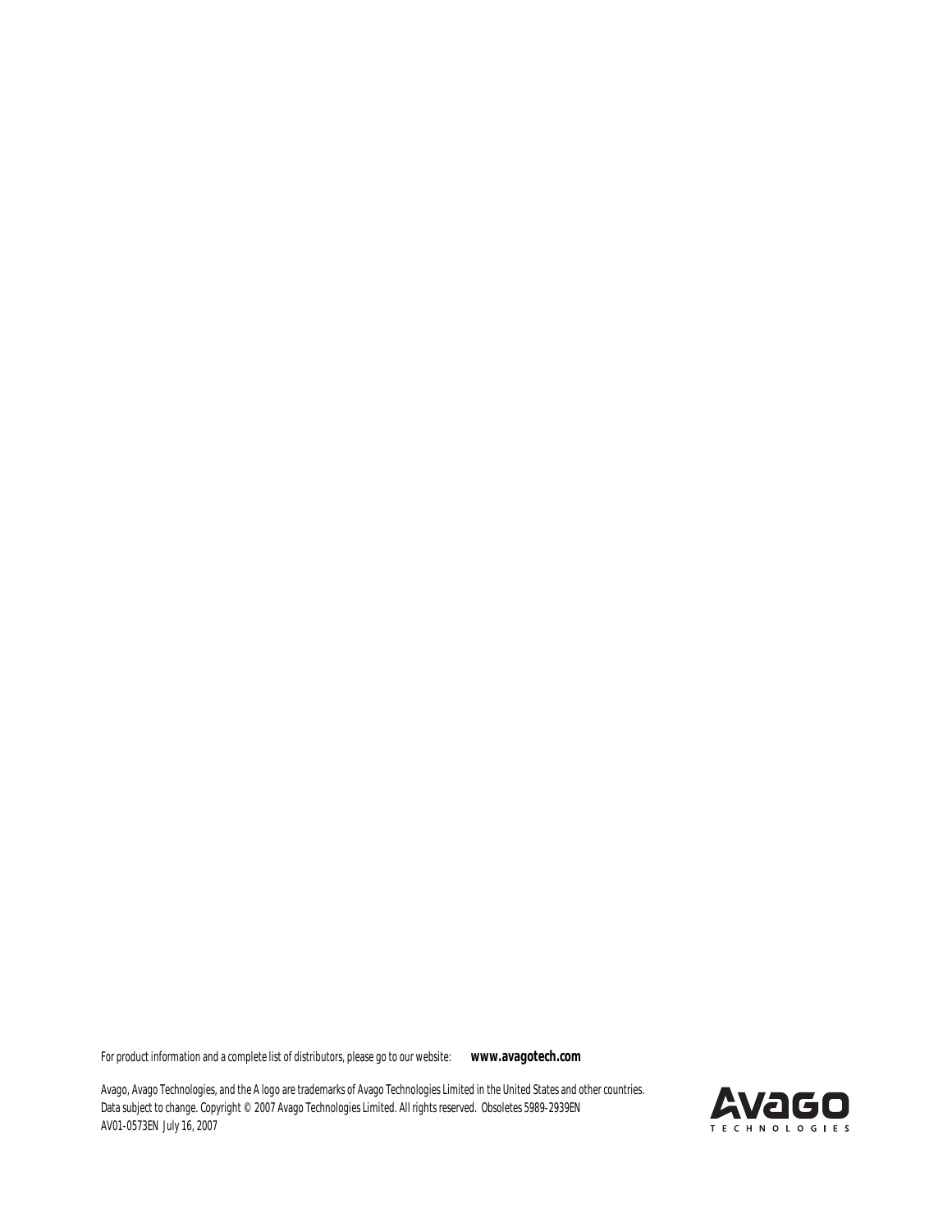For product information and a complete list of distributors, please go to our website: **www.avagotech.com**

Avago, Avago Technologies, and the A logo are trademarks of Avago Technologies Limited in the United States and other countries.
Data subject to change. Copyright © 2007 Avago Technologies Limited. All rights reserved. Obsoletes 5989-2939EN
AV01-0573EN July 16, 2007